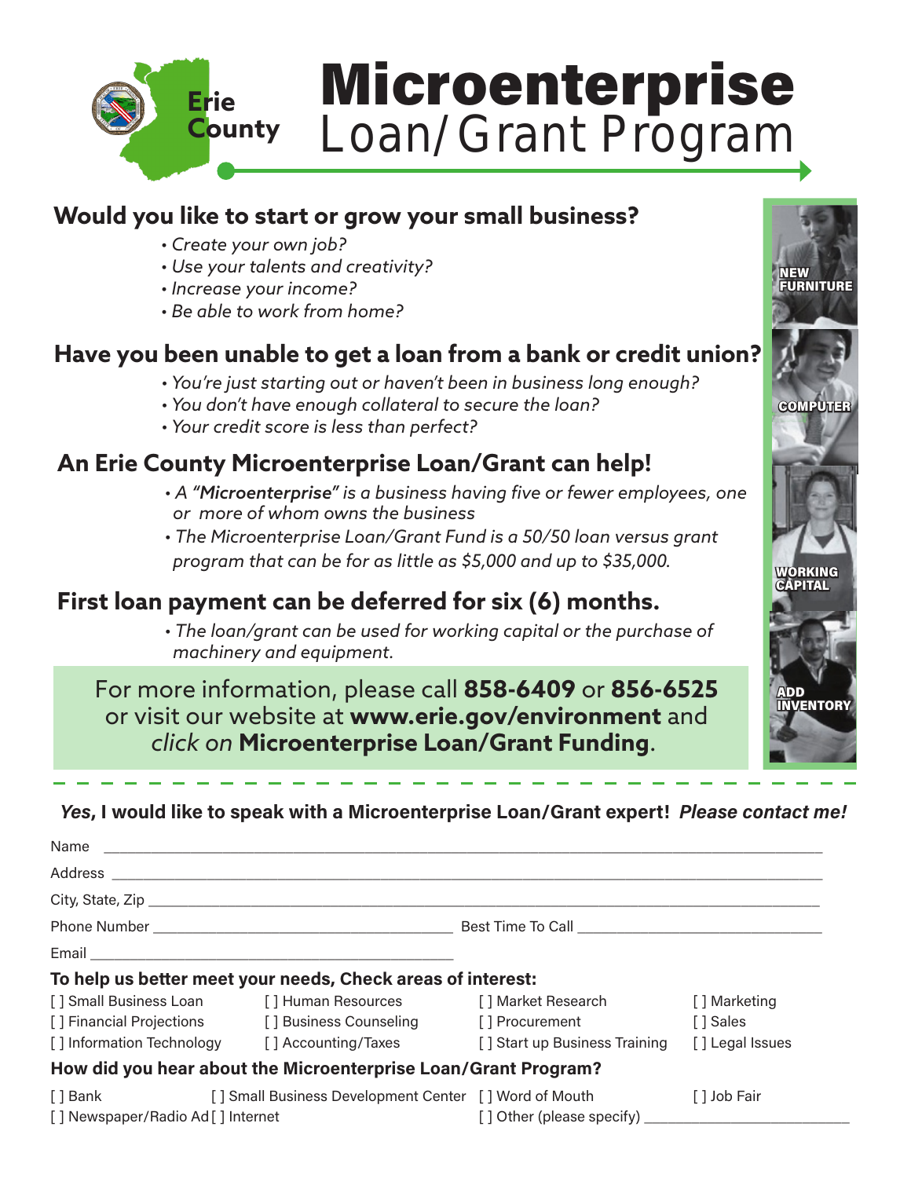Erie County

# Microenterprise Loan/Grant Program

## Would you like to start or grow your small business?

- *Create your own job?*
- *Use your talents and creativity?*
- *Increase your income?*
- *Be able to work from home?*

## Have you been unable to get a loan from a bank or credit union?

- *You're just starting out or haven't been in business long enough?*
- *You don't have enough collateral to secure the loan?*
- *Your credit score is less than perfect?*

## An Erie County Microenterprise Loan/Grant can help!

- *A "**Microenterprise**" is a business having five or fewer employees, one or more of whom owns the business*
- *The Microenterprise Loan/Grant Fund is a 50/50 loan versus grant program that can be for as little as $5,000 and up to $35,000.*

## First loan payment can be deferred for six (6) months.

- *The loan/grant can be used for working capital or the purchase of machinery and equipment.*

NEW FURNITURE

COMPUTER

WORKING CAPITAL

ADD INVENTORY

For more information, please call **858-6409** or **856-6525** or visit our website at **www.erie.gov/environment** and *click on* **Microenterprise Loan/Grant Funding**.

---

***Yes*, I would like to speak with a Microenterprise Loan/Grant expert! *Please contact me!***

Name ______________________________________________

Address ______________________________________________

City, State, Zip ______________________________________________

Phone Number ______________________ Best Time To Call ______________________

Email ______________________________

**To help us better meet your needs, Check areas of interest:**

| | | | |
|---|---|---|---|
| [ ] Small Business Loan | [ ] Human Resources | [ ] Market Research | [ ] Marketing |
| [ ] Financial Projections | [ ] Business Counseling | [ ] Procurement | [ ] Sales |
| [ ] Information Technology | [ ] Accounting/Taxes | [ ] Start up Business Training | [ ] Legal Issues |

**How did you hear about the Microenterprise Loan/Grant Program?**

| | | | |
|---|---|---|---|
| [ ] Bank | [ ] Small Business Development Center | [ ] Word of Mouth | [ ] Job Fair |
| [ ] Newspaper/Radio Ad | [ ] Internet | [ ] Other (please specify) ______________ | |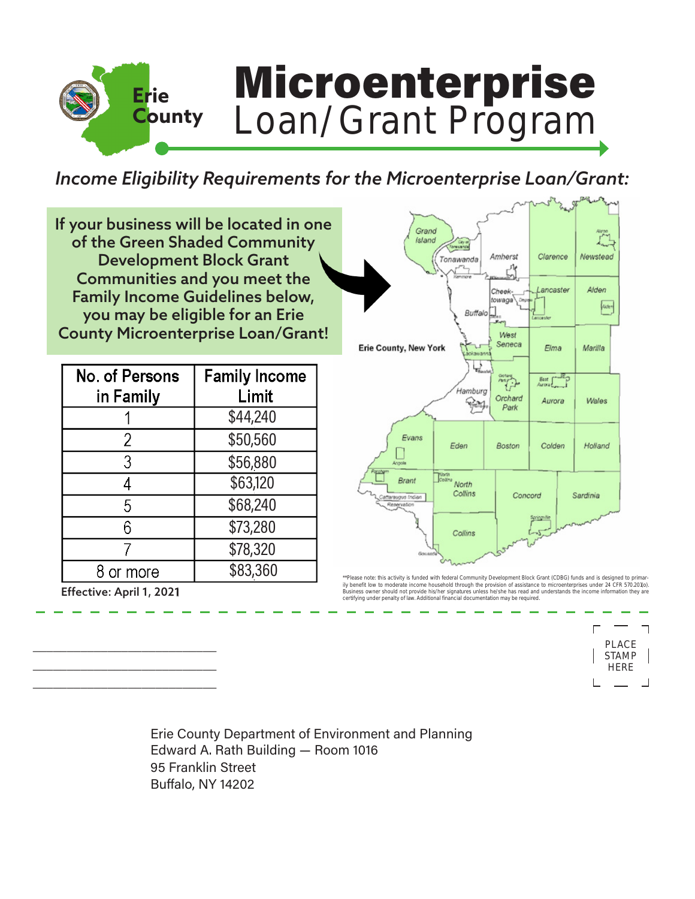# Microenterprise Loan/Grant Program

Erie County

*Income Eligibility Requirements for the Microenterprise Loan/Grant:*

**If your business will be located in one of the Green Shaded Community Development Block Grant Communities and you meet the Family Income Guidelines below, you may be eligible for an Erie County Microenterprise Loan/Grant!**

| No. of Persons in Family | Family Income Limit |
|---|---|
| 1 | $44,240 |
| 2 | $50,560 |
| 3 | $56,880 |
| 4 | $63,120 |
| 5 | $68,240 |
| 6 | $73,280 |
| 7 | $78,320 |
| 8 or more | $83,360 |

**Effective: April 1, 2021**

Erie County, New York

Grand Island
City of Tonawanda
Tonawanda
Kenmore
Amherst
Williamsville
Clarence
Akron
Newstead
Cheektowaga
Depew
Lancaster
Alden
Buffalo
Sloan
West Seneca
Lackawanna
Elma
Marilla
Blasdell
Hamburg
Orchard Park
East Aurora
Aurora
Wales
Evans
Angola
Eden
Boston
Colden
Holland
Farnham
Brant
North Collins
Cattaraugus Indian Reservation
Concord
Sardinia
Springville
Collins
Gowanda

**Please note: this activity is funded with federal Community Development Block Grant (CDBG) funds and is designed to primarily benefit low to moderate income household through the provision of assistance to microenterprises under 24 CFR 570.201(o). Business owner should not provide his/her signatures unless he/she has read and understands the income information they are certifying under penalty of law. Additional financial documentation may be required.

\_\_\_\_\_\_\_\_\_\_\_\_\_\_\_\_\_\_\_\_\_\_\_\_\_\_\_\_

\_\_\_\_\_\_\_\_\_\_\_\_\_\_\_\_\_\_\_\_\_\_\_\_\_\_\_\_

\_\_\_\_\_\_\_\_\_\_\_\_\_\_\_\_\_\_\_\_\_\_\_\_\_\_\_\_

PLACE STAMP HERE

Erie County Department of Environment and Planning
Edward A. Rath Building — Room 1016
95 Franklin Street
Buffalo, NY 14202